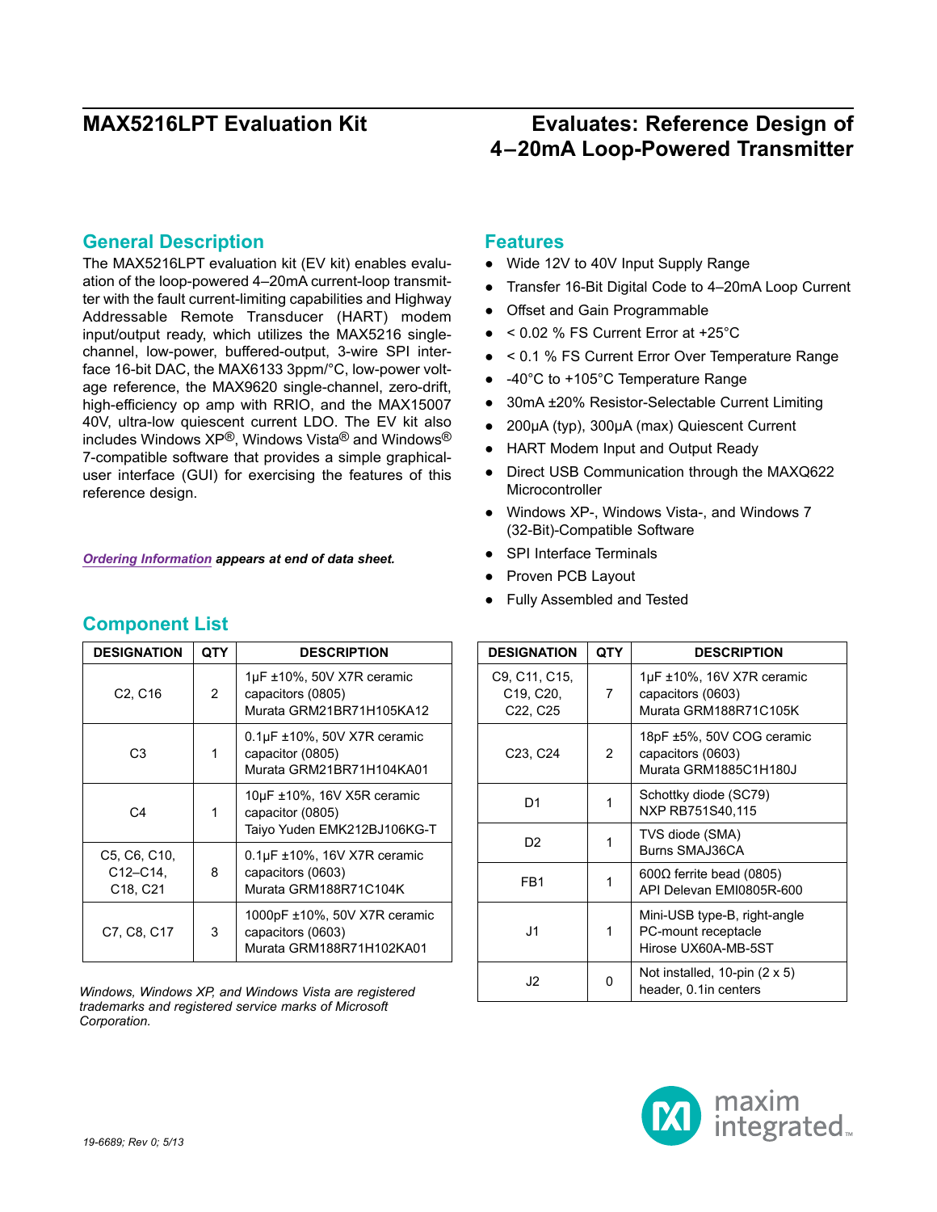# MAX5216LPT Evaluation Kit

# Evaluates: Reference Design of 4–20mA Loop-Powered Transmitter

## General Description

The MAX5216LPT evaluation kit (EV kit) enables evaluation of the loop-powered 4–20mA current-loop transmitter with the fault current-limiting capabilities and Highway Addressable Remote Transducer (HART) modem input/output ready, which utilizes the MAX5216 single-channel, low-power, buffered-output, 3-wire SPI interface 16-bit DAC, the MAX6133 3ppm/°C, low-power voltage reference, the MAX9620 single-channel, zero-drift, high-efficiency op amp with RRIO, and the MAX15007 40V, ultra-low quiescent current LDO. The EV kit also includes Windows XP®, Windows Vista® and Windows® 7-compatible software that provides a simple graphical-user interface (GUI) for exercising the features of this reference design.

***Ordering Information** appears at end of data sheet.*

## Features

- Wide 12V to 40V Input Supply Range
- Transfer 16-Bit Digital Code to 4–20mA Loop Current
- Offset and Gain Programmable
- < 0.02 % FS Current Error at +25°C
- < 0.1 % FS Current Error Over Temperature Range
- -40°C to +105°C Temperature Range
- 30mA ±20% Resistor-Selectable Current Limiting
- 200µA (typ), 300µA (max) Quiescent Current
- HART Modem Input and Output Ready
- Direct USB Communication through the MAXQ622 Microcontroller
- Windows XP-, Windows Vista-, and Windows 7 (32-Bit)-Compatible Software
- SPI Interface Terminals
- Proven PCB Layout
- Fully Assembled and Tested

## Component List

| DESIGNATION | QTY | DESCRIPTION |
|---|---|---|
| C2, C16 | 2 | 1µF ±10%, 50V X7R ceramic capacitors (0805) Murata GRM21BR71H105KA12 |
| C3 | 1 | 0.1µF ±10%, 50V X7R ceramic capacitor (0805) Murata GRM21BR71H104KA01 |
| C4 | 1 | 10µF ±10%, 16V X5R ceramic capacitor (0805) Taiyo Yuden EMK212BJ106KG-T |
| C5, C6, C10, C12–C14, C18, C21 | 8 | 0.1µF ±10%, 16V X7R ceramic capacitors (0603) Murata GRM188R71C104K |
| C7, C8, C17 | 3 | 1000pF ±10%, 50V X7R ceramic capacitors (0603) Murata GRM188R71H102KA01 |
| C9, C11, C15, C19, C20, C22, C25 | 7 | 1µF ±10%, 16V X7R ceramic capacitors (0603) Murata GRM188R71C105K |
| C23, C24 | 2 | 18pF ±5%, 50V COG ceramic capacitors (0603) Murata GRM1885C1H180J |
| D1 | 1 | Schottky diode (SC79) NXP RB751S40,115 |
| D2 | 1 | TVS diode (SMA) Burns SMAJ36CA |
| FB1 | 1 | 600Ω ferrite bead (0805) API Delevan EMI0805R-600 |
| J1 | 1 | Mini-USB type-B, right-angle PC-mount receptacle Hirose UX60A-MB-5ST |
| J2 | 0 | Not installed, 10-pin (2 x 5) header, 0.1in centers |

*Windows, Windows XP, and Windows Vista are registered trademarks and registered service marks of Microsoft Corporation.*

19-6689; Rev 0; 5/13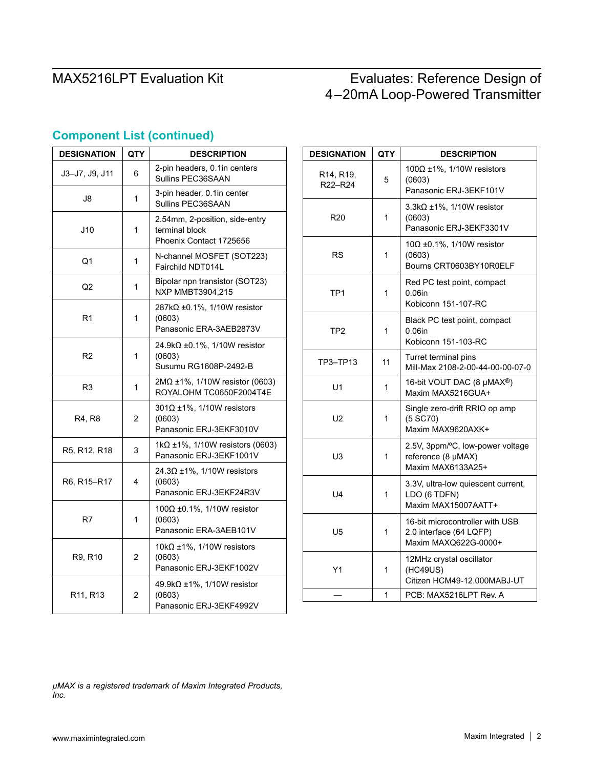## Component List (continued)

| DESIGNATION | QTY | DESCRIPTION |
|---|---|---|
| J3–J7, J9, J11 | 6 | 2-pin headers, 0.1in centers Sullins PEC36SAAN |
| J8 | 1 | 3-pin header. 0.1in center Sullins PEC36SAAN |
| J10 | 1 | 2.54mm, 2-position, side-entry terminal block Phoenix Contact 1725656 |
| Q1 | 1 | N-channel MOSFET (SOT223) Fairchild NDT014L |
| Q2 | 1 | Bipolar npn transistor (SOT23) NXP MMBT3904,215 |
| R1 | 1 | 287kΩ ±0.1%, 1/10W resistor (0603) Panasonic ERA-3AEB2873V |
| R2 | 1 | 24.9kΩ ±0.1%, 1/10W resistor (0603) Susumu RG1608P-2492-B |
| R3 | 1 | 2MΩ ±1%, 1/10W resistor (0603) ROYALOHM TC0650F2004T4E |
| R4, R8 | 2 | 301Ω ±1%, 1/10W resistors (0603) Panasonic ERJ-3EKF3010V |
| R5, R12, R18 | 3 | 1kΩ ±1%, 1/10W resistors (0603) Panasonic ERJ-3EKF1001V |
| R6, R15–R17 | 4 | 24.3Ω ±1%, 1/10W resistors (0603) Panasonic ERJ-3EKF24R3V |
| R7 | 1 | 100Ω ±0.1%, 1/10W resistor (0603) Panasonic ERA-3AEB101V |
| R9, R10 | 2 | 10kΩ ±1%, 1/10W resistors (0603) Panasonic ERJ-3EKF1002V |
| R11, R13 | 2 | 49.9kΩ ±1%, 1/10W resistor (0603) Panasonic ERJ-3EKF4992V |
| R14, R19, R22–R24 | 5 | 100Ω ±1%, 1/10W resistors (0603) Panasonic ERJ-3EKF101V |
| R20 | 1 | 3.3kΩ ±1%, 1/10W resistor (0603) Panasonic ERJ-3EKF3301V |
| RS | 1 | 10Ω ±0.1%, 1/10W resistor (0603) Bourns CRT0603BY10R0ELF |
| TP1 | 1 | Red PC test point, compact 0.06in Kobiconn 151-107-RC |
| TP2 | 1 | Black PC test point, compact 0.06in Kobiconn 151-103-RC |
| TP3–TP13 | 11 | Turret terminal pins Mill-Max 2108-2-00-44-00-00-07-0 |
| U1 | 1 | 16-bit VOUT DAC (8 µMAX®) Maxim MAX5216GUA+ |
| U2 | 1 | Single zero-drift RRIO op amp (5 SC70) Maxim MAX9620AXK+ |
| U3 | 1 | 2.5V, 3ppm/ºC, low-power voltage reference (8 µMAX) Maxim MAX6133A25+ |
| U4 | 1 | 3.3V, ultra-low quiescent current, LDO (6 TDFN) Maxim MAX15007AATT+ |
| U5 | 1 | 16-bit microcontroller with USB 2.0 interface (64 LQFP) Maxim MAXQ622G-0000+ |
| Y1 | 1 | 12MHz crystal oscillator (HC49US) Citizen HCM49-12.000MABJ-UT |
| — | 1 | PCB: MAX5216LPT Rev. A |

*µMAX is a registered trademark of Maxim Integrated Products, Inc.*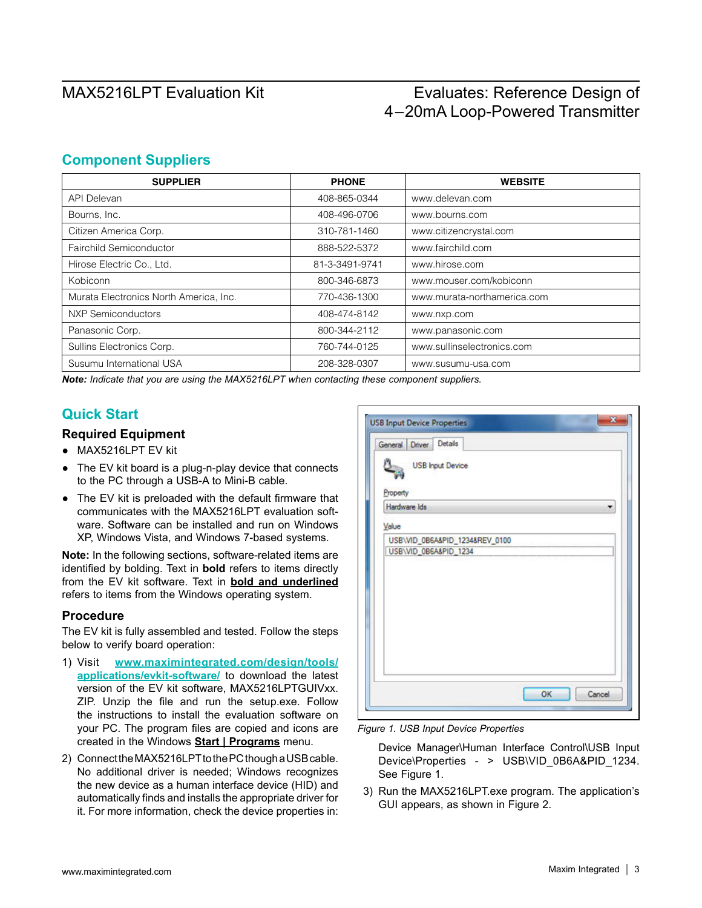## Component Suppliers

| SUPPLIER | PHONE | WEBSITE |
|---|---|---|
| API Delevan | 408-865-0344 | www.delevan.com |
| Bourns, Inc. | 408-496-0706 | www.bourns.com |
| Citizen America Corp. | 310-781-1460 | www.citizencrystal.com |
| Fairchild Semiconductor | 888-522-5372 | www.fairchild.com |
| Hirose Electric Co., Ltd. | 81-3-3491-9741 | www.hirose.com |
| Kobiconn | 800-346-6873 | www.mouser.com/kobiconn |
| Murata Electronics North America, Inc. | 770-436-1300 | www.murata-northamerica.com |
| NXP Semiconductors | 408-474-8142 | www.nxp.com |
| Panasonic Corp. | 800-344-2112 | www.panasonic.com |
| Sullins Electronics Corp. | 760-744-0125 | www.sullinselectronics.com |
| Susumu International USA | 208-328-0307 | www.susumu-usa.com |

***Note:*** *Indicate that you are using the MAX5216LPT when contacting these component suppliers.*

## Quick Start

### Required Equipment

- MAX5216LPT EV kit
- The EV kit board is a plug-n-play device that connects to the PC through a USB-A to Mini-B cable.
- The EV kit is preloaded with the default firmware that communicates with the MAX5216LPT evaluation software. Software can be installed and run on Windows XP, Windows Vista, and Windows 7-based systems.

**Note:** In the following sections, software-related items are identified by bolding. Text in **bold** refers to items directly from the EV kit software. Text in **<u>bold and underlined</u>** refers to items from the Windows operating system.

### Procedure

The EV kit is fully assembled and tested. Follow the steps below to verify board operation:

1) Visit www.maximintegrated.com/design/tools/applications/evkit-software/ to download the latest version of the EV kit software, MAX5216LPTGUIVxx.ZIP. Unzip the file and run the setup.exe. Follow the instructions to install the evaluation software on your PC. The program files are copied and icons are created in the Windows **<u>Start | Programs</u>** menu.

2) Connect the MAX5216LPT to the PC though a USB cable. No additional driver is needed; Windows recognizes the new device as a human interface device (HID) and automatically finds and installs the appropriate driver for it. For more information, check the device properties in: Device Manager\Human Interface Control\USB Input Device\Properties - > USB\VID_0B6A&PID_1234. See Figure 1.

3) Run the MAX5216LPT.exe program. The application's GUI appears, as shown in Figure 2.

*Figure 1. USB Input Device Properties*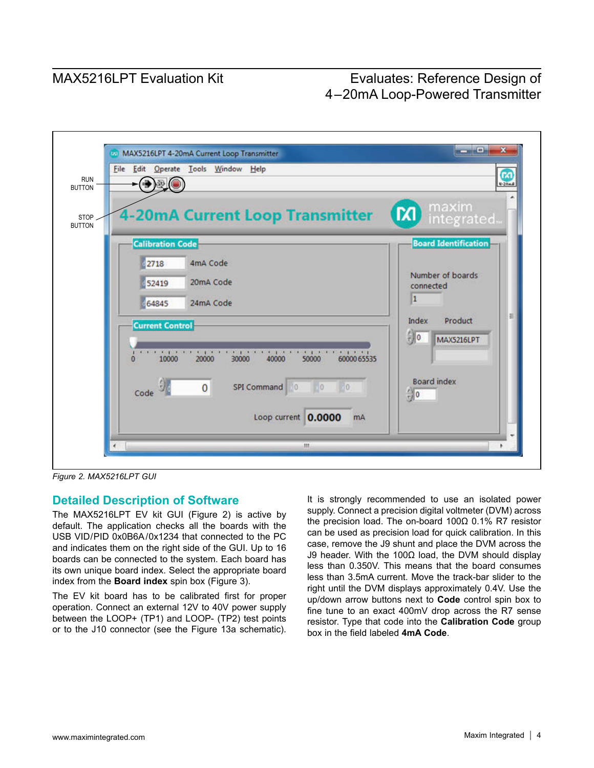Figure 2. MAX5216LPT GUI

## Detailed Description of Software

The MAX5216LPT EV kit GUI (Figure 2) is active by default. The application checks all the boards with the USB VID/PID 0x0B6A/0x1234 that connected to the PC and indicates them on the right side of the GUI. Up to 16 boards can be connected to the system. Each board has its own unique board index. Select the appropriate board index from the **Board index** spin box (Figure 3).

The EV kit board has to be calibrated first for proper operation. Connect an external 12V to 40V power supply between the LOOP+ (TP1) and LOOP- (TP2) test points or to the J10 connector (see the Figure 13a schematic).

It is strongly recommended to use an isolated power supply. Connect a precision digital voltmeter (DVM) across the precision load. The on-board 100Ω 0.1% R7 resistor can be used as precision load for quick calibration. In this case, remove the J9 shunt and place the DVM across the J9 header. With the 100Ω load, the DVM should display less than 0.350V. This means that the board consumes less than 3.5mA current. Move the track-bar slider to the right until the DVM displays approximately 0.4V. Use the up/down arrow buttons next to **Code** control spin box to fine tune to an exact 400mV drop across the R7 sense resistor. Type that code into the **Calibration Code** group box in the field labeled **4mA Code**.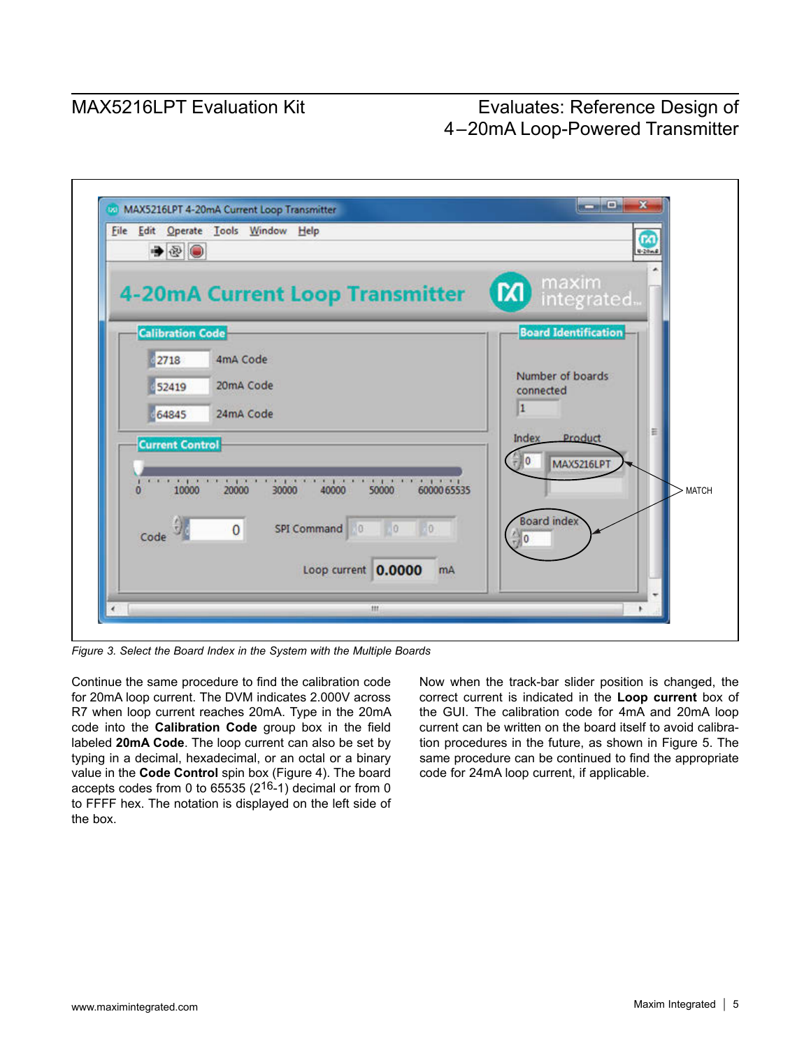*Figure 3. Select the Board Index in the System with the Multiple Boards*

Continue the same procedure to find the calibration code for 20mA loop current. The DVM indicates 2.000V across R7 when loop current reaches 20mA. Type in the 20mA code into the **Calibration Code** group box in the field labeled **20mA Code**. The loop current can also be set by typing in a decimal, hexadecimal, or an octal or a binary value in the **Code Control** spin box (Figure 4). The board accepts codes from 0 to 65535 ($2^{16}$-1) decimal or from 0 to FFFF hex. The notation is displayed on the left side of the box.

Now when the track-bar slider position is changed, the correct current is indicated in the **Loop current** box of the GUI. The calibration code for 4mA and 20mA loop current can be written on the board itself to avoid calibration procedures in the future, as shown in Figure 5. The same procedure can be continued to find the appropriate code for 24mA loop current, if applicable.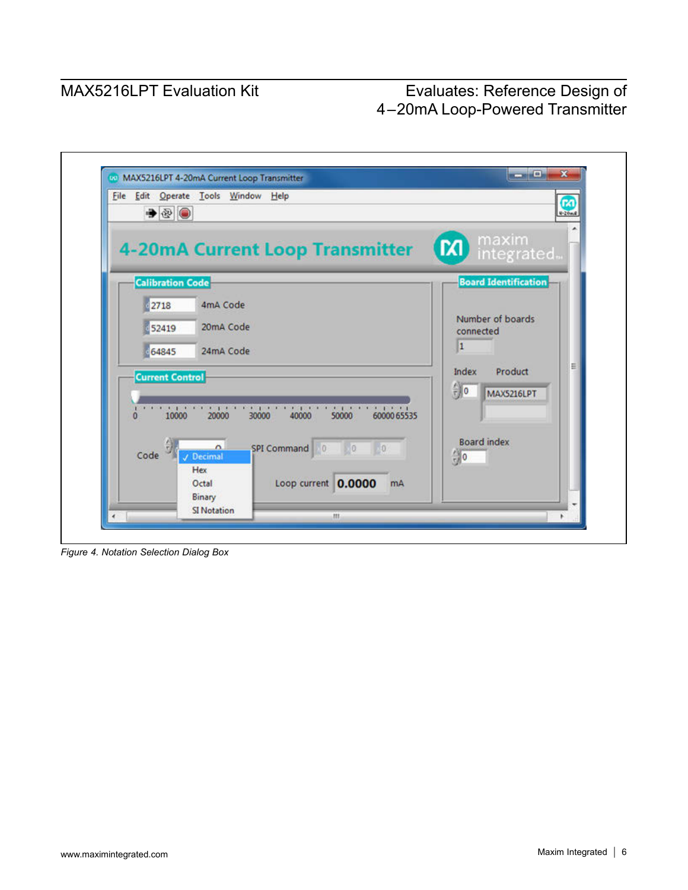Figure 4. Notation Selection Dialog Box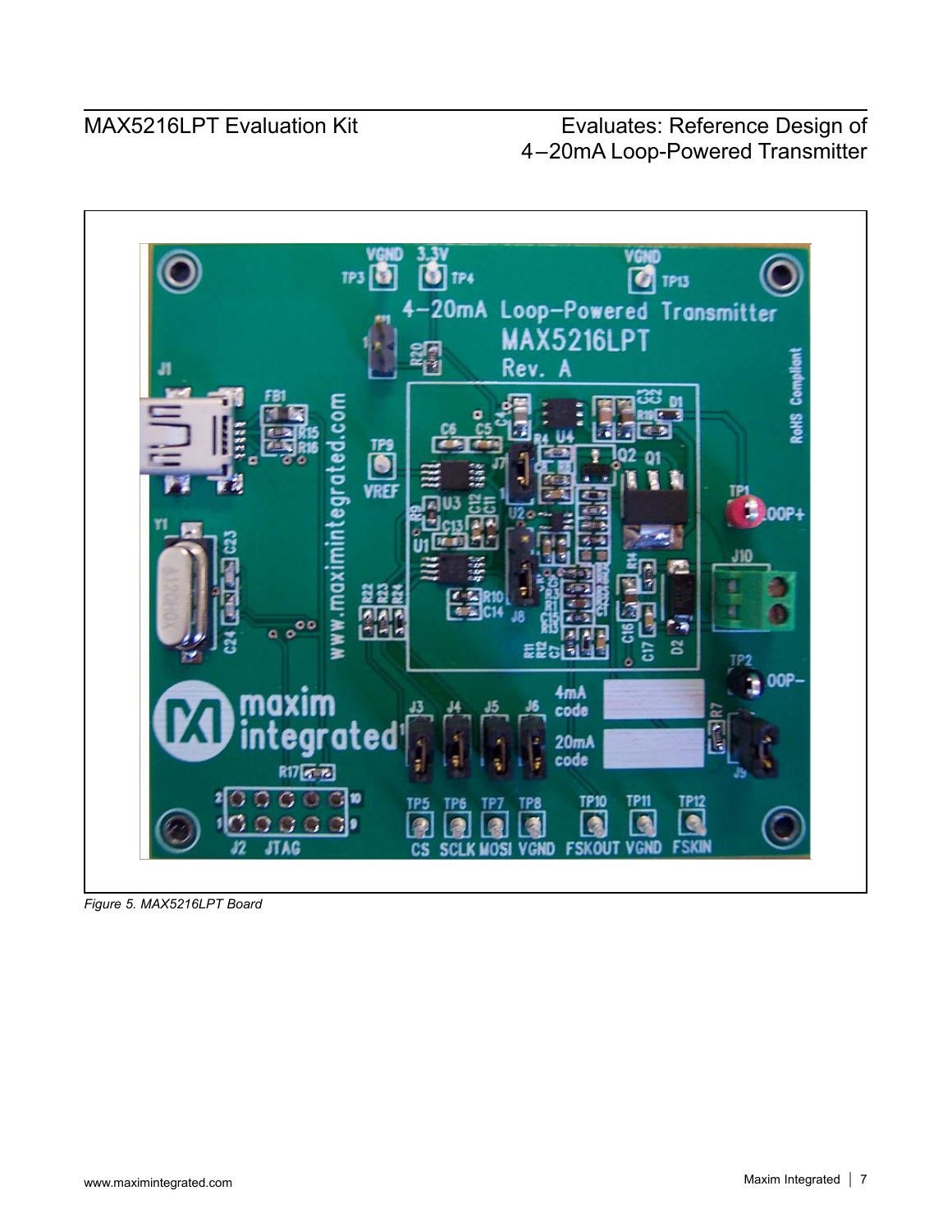*Figure 5. MAX5216LPT Board*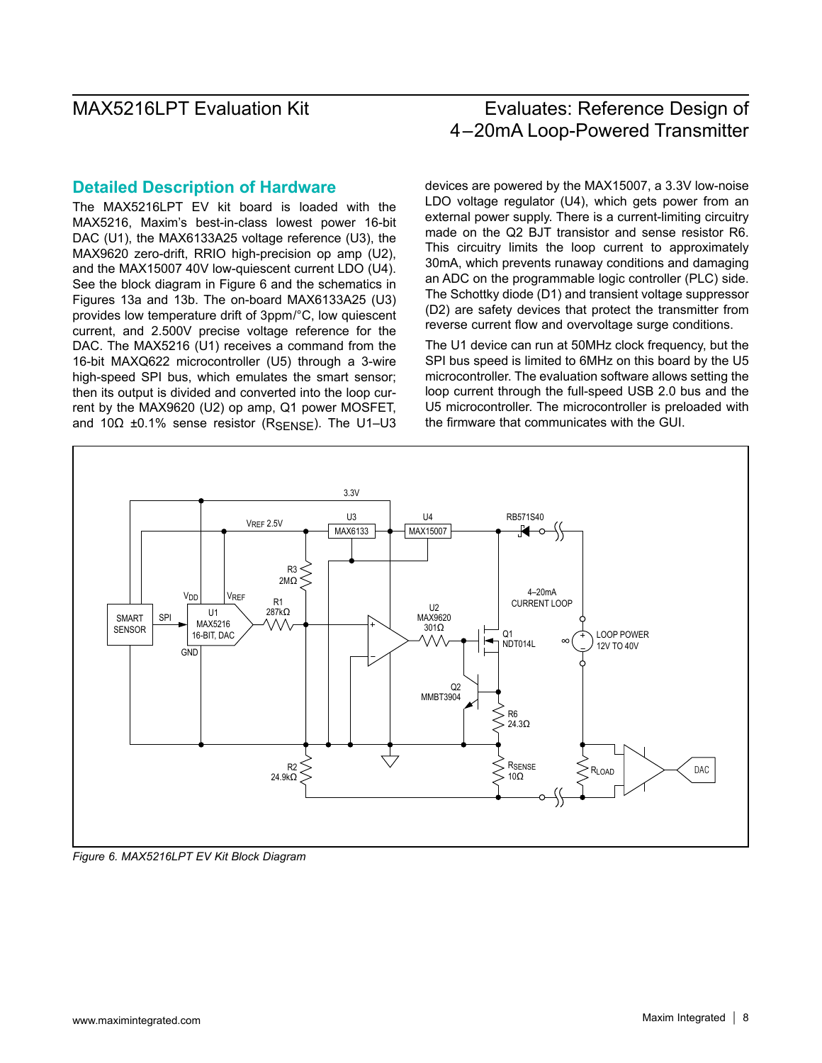## Detailed Description of Hardware

The MAX5216LPT EV kit board is loaded with the MAX5216, Maxim's best-in-class lowest power 16-bit DAC (U1), the MAX6133A25 voltage reference (U3), the MAX9620 zero-drift, RRIO high-precision op amp (U2), and the MAX15007 40V low-quiescent current LDO (U4). See the block diagram in Figure 6 and the schematics in Figures 13a and 13b. The on-board MAX6133A25 (U3) provides low temperature drift of 3ppm/°C, low quiescent current, and 2.500V precise voltage reference for the DAC. The MAX5216 (U1) receives a command from the 16-bit MAXQ622 microcontroller (U5) through a 3-wire high-speed SPI bus, which emulates the smart sensor; then its output is divided and converted into the loop current by the MAX9620 (U2) op amp, Q1 power MOSFET, and 10Ω ±0.1% sense resistor ($R_{SENSE}$). The U1–U3 devices are powered by the MAX15007, a 3.3V low-noise LDO voltage regulator (U4), which gets power from an external power supply. There is a current-limiting circuitry made on the Q2 BJT transistor and sense resistor R6. This circuitry limits the loop current to approximately 30mA, which prevents runaway conditions and damaging an ADC on the programmable logic controller (PLC) side. The Schottky diode (D1) and transient voltage suppressor (D2) are safety devices that protect the transmitter from reverse current flow and overvoltage surge conditions.

The U1 device can run at 50MHz clock frequency, but the SPI bus speed is limited to 6MHz on this board by the U5 microcontroller. The evaluation software allows setting the loop current through the full-speed USB 2.0 bus and the U5 microcontroller. The microcontroller is preloaded with the firmware that communicates with the GUI.

*Figure 6. MAX5216LPT EV Kit Block Diagram*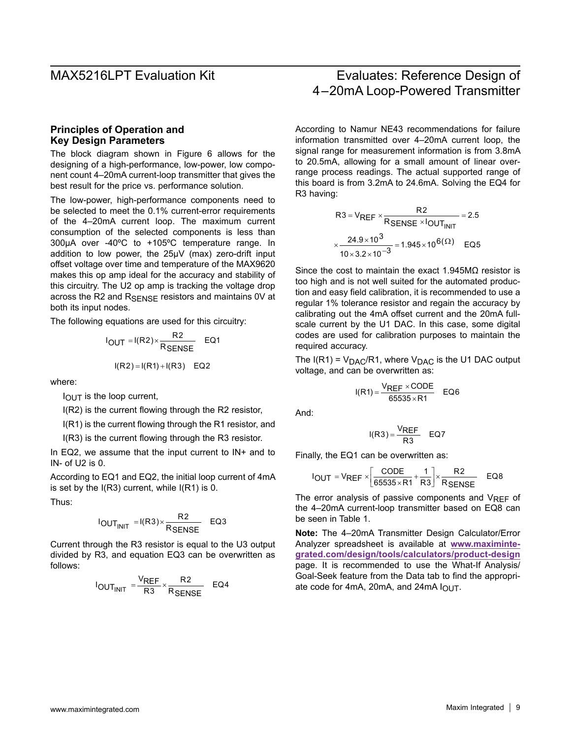## Principles of Operation and Key Design Parameters

The block diagram shown in Figure 6 allows for the designing of a high-performance, low-power, low component count 4–20mA current-loop transmitter that gives the best result for the price vs. performance solution.

The low-power, high-performance components need to be selected to meet the 0.1% current-error requirements of the 4–20mA current loop. The maximum current consumption of the selected components is less than 300µA over -40ºC to +105ºC temperature range. In addition to low power, the 25µV (max) zero-drift input offset voltage over time and temperature of the MAX9620 makes this op amp ideal for the accuracy and stability of this circuitry. The U2 op amp is tracking the voltage drop across the R2 and $R_{SENSE}$ resistors and maintains 0V at both its input nodes.

The following equations are used for this circuitry:

$$I_{OUT} = I(R2) \times \frac{R2}{R_{SENSE}} \quad \text{EQ1}$$

$$I(R2) = I(R1) + I(R3) \quad \text{EQ2}$$

where:

$I_{OUT}$ is the loop current,

I(R2) is the current flowing through the R2 resistor,

I(R1) is the current flowing through the R1 resistor, and

I(R3) is the current flowing through the R3 resistor.

In EQ2, we assume that the input current to IN+ and to IN- of U2 is 0.

According to EQ1 and EQ2, the initial loop current of 4mA is set by the I(R3) current, while I(R1) is 0.

Thus:

$$I_{OUT_{INIT}} = I(R3) \times \frac{R2}{R_{SENSE}} \quad \text{EQ3}$$

Current through the R3 resistor is equal to the U3 output divided by R3, and equation EQ3 can be overwritten as follows:

$$I_{OUT_{INIT}} = \frac{V_{REF}}{R3} \times \frac{R2}{R_{SENSE}} \quad \text{EQ4}$$

According to Namur NE43 recommendations for failure information transmitted over 4–20mA current loop, the signal range for measurement information is from 3.8mA to 20.5mA, allowing for a small amount of linear overrange process readings. The actual supported range of this board is from 3.2mA to 24.6mA. Solving the EQ4 for R3 having:

$$R3 = V_{REF} \times \frac{R2}{R_{SENSE} \times I_{OUT_{INIT}}} = 2.5 \times \frac{24.9 \times 10^{3}}{10 \times 3.2 \times 10^{-3}} = 1.945 \times 10^{6} (\Omega) \quad \text{EQ5}$$

Since the cost to maintain the exact 1.945MΩ resistor is too high and is not well suited for the automated production and easy field calibration, it is recommended to use a regular 1% tolerance resistor and regain the accuracy by calibrating out the 4mA offset current and the 20mA full-scale current by the U1 DAC. In this case, some digital codes are used for calibration purposes to maintain the required accuracy.

The $I(R1) = V_{DAC}/R1$, where $V_{DAC}$ is the U1 DAC output voltage, and can be overwritten as:

$$I(R1) = \frac{V_{REF} \times CODE}{65535 \times R1} \quad \text{EQ6}$$

And:

$$I(R3) = \frac{V_{REF}}{R3} \quad \text{EQ7}$$

Finally, the EQ1 can be overwritten as:

$$I_{OUT} = V_{REF} \times \left[\frac{CODE}{65535 \times R1} + \frac{1}{R3}\right] \times \frac{R2}{R_{SENSE}} \quad \text{EQ8}$$

The error analysis of passive components and $V_{REF}$ of the 4–20mA current-loop transmitter based on EQ8 can be seen in Table 1.

**Note:** The 4–20mA Transmitter Design Calculator/Error Analyzer spreadsheet is available at **www.maximintegrated.com/design/tools/calculators/product-design** page. It is recommended to use the What-If Analysis/Goal-Seek feature from the Data tab to find the appropriate code for 4mA, 20mA, and 24mA $I_{OUT}$.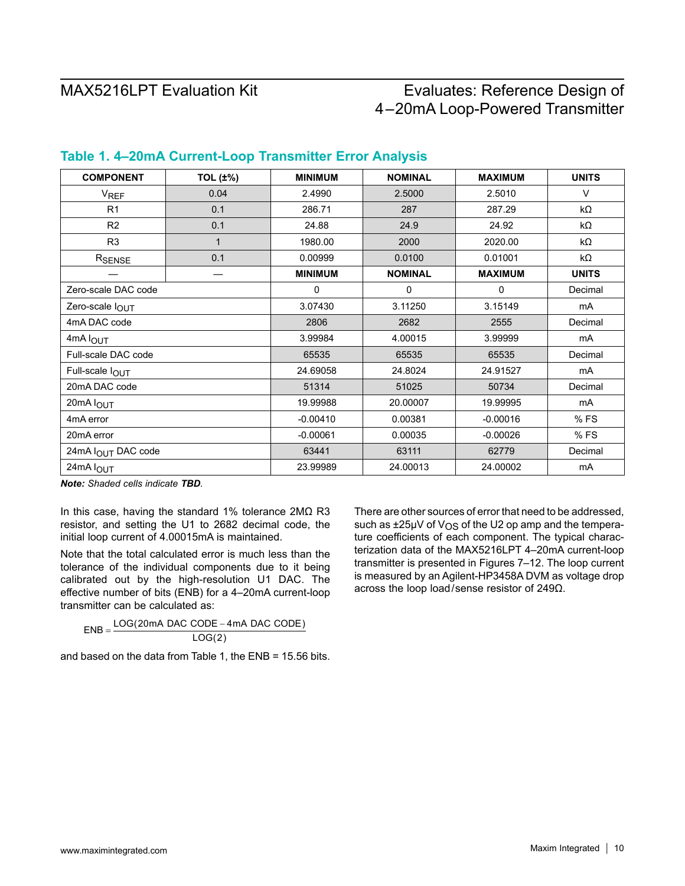## Table 1. 4–20mA Current-Loop Transmitter Error Analysis

| COMPONENT | TOL (±%) | MINIMUM | NOMINAL | MAXIMUM | UNITS |
|---|---|---|---|---|---|
| $V_{REF}$ | 0.04 | 2.4990 | 2.5000 | 2.5010 | V |
| R1 | 0.1 | 286.71 | 287 | 287.29 | kΩ |
| R2 | 0.1 | 24.88 | 24.9 | 24.92 | kΩ |
| R3 | 1 | 1980.00 | 2000 | 2020.00 | kΩ |
| $R_{SENSE}$ | 0.1 | 0.00999 | 0.0100 | 0.01001 | kΩ |
| — | — | **MINIMUM** | **NOMINAL** | **MAXIMUM** | **UNITS** |
| Zero-scale DAC code | | 0 | 0 | 0 | Decimal |
| Zero-scale $I_{OUT}$ | | 3.07430 | 3.11250 | 3.15149 | mA |
| 4mA DAC code | | 2806 | 2682 | 2555 | Decimal |
| 4mA $I_{OUT}$ | | 3.99984 | 4.00015 | 3.99999 | mA |
| Full-scale DAC code | | 65535 | 65535 | 65535 | Decimal |
| Full-scale $I_{OUT}$ | | 24.69058 | 24.8024 | 24.91527 | mA |
| 20mA DAC code | | 51314 | 51025 | 50734 | Decimal |
| 20mA $I_{OUT}$ | | 19.99988 | 20.00007 | 19.99995 | mA |
| 4mA error | | -0.00410 | 0.00381 | -0.00016 | % FS |
| 20mA error | | -0.00061 | 0.00035 | -0.00026 | % FS |
| 24mA $I_{OUT}$ DAC code | | 63441 | 63111 | 62779 | Decimal |
| 24mA $I_{OUT}$ | | 23.99989 | 24.00013 | 24.00002 | mA |

***Note:*** *Shaded cells indicate* ***TBD****.*

In this case, having the standard 1% tolerance 2MΩ R3 resistor, and setting the U1 to 2682 decimal code, the initial loop current of 4.00015mA is maintained.

Note that the total calculated error is much less than the tolerance of the individual components due to it being calibrated out by the high-resolution U1 DAC. The effective number of bits (ENB) for a 4–20mA current-loop transmitter can be calculated as:

$$ENB = \frac{LOG(20mA\ DAC\ CODE - 4mA\ DAC\ CODE)}{LOG(2)}$$

and based on the data from Table 1, the ENB = 15.56 bits.

There are other sources of error that need to be addressed, such as ±25μV of $V_{OS}$ of the U2 op amp and the temperature coefficients of each component. The typical characterization data of the MAX5216LPT 4–20mA current-loop transmitter is presented in Figures 7–12. The loop current is measured by an Agilent-HP3458A DVM as voltage drop across the loop load/sense resistor of 249Ω.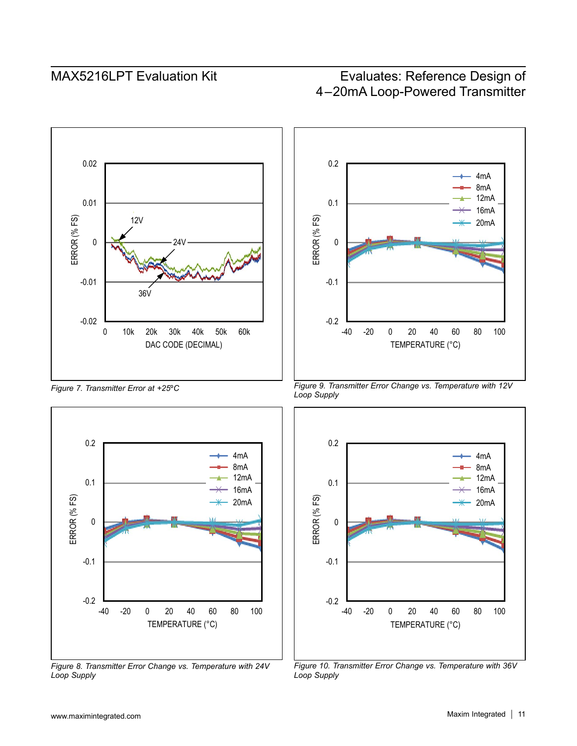Figure 7. Transmitter Error at +25°C

Figure 9. Transmitter Error Change vs. Temperature with 12V Loop Supply

Figure 8. Transmitter Error Change vs. Temperature with 24V Loop Supply

Figure 10. Transmitter Error Change vs. Temperature with 36V Loop Supply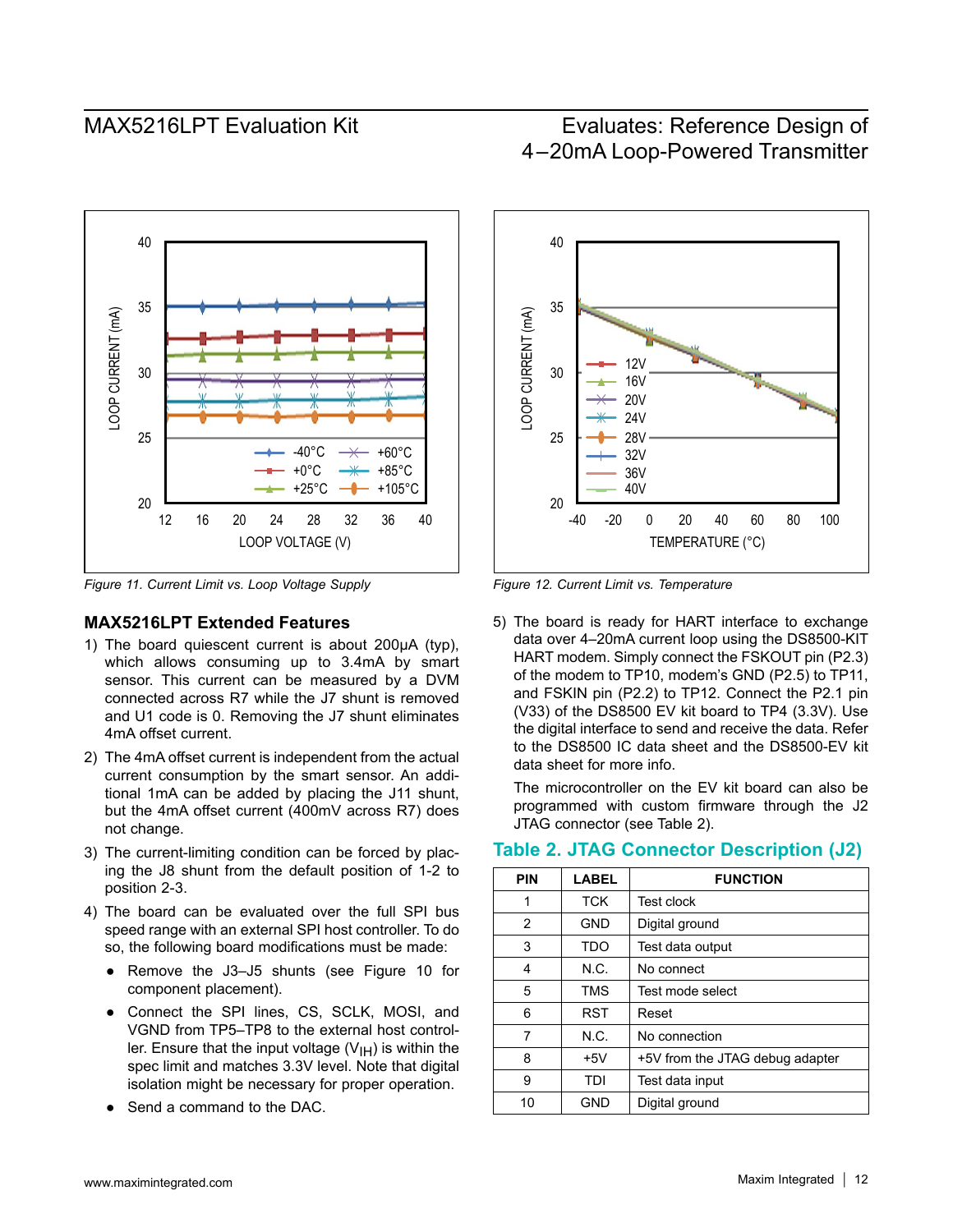Figure 11. Current Limit vs. Loop Voltage Supply

Figure 12. Current Limit vs. Temperature

## MAX5216LPT Extended Features

1) The board quiescent current is about 200µA (typ), which allows consuming up to 3.4mA by smart sensor. This current can be measured by a DVM connected across R7 while the J7 shunt is removed and U1 code is 0. Removing the J7 shunt eliminates 4mA offset current.

2) The 4mA offset current is independent from the actual current consumption by the smart sensor. An additional 1mA can be added by placing the J11 shunt, but the 4mA offset current (400mV across R7) does not change.

3) The current-limiting condition can be forced by placing the J8 shunt from the default position of 1-2 to position 2-3.

4) The board can be evaluated over the full SPI bus speed range with an external SPI host controller. To do so, the following board modifications must be made:
   - Remove the J3–J5 shunts (see Figure 10 for component placement).
   - Connect the SPI lines, CS, SCLK, MOSI, and VGND from TP5–TP8 to the external host controller. Ensure that the input voltage ($V_{IH}$) is within the spec limit and matches 3.3V level. Note that digital isolation might be necessary for proper operation.
   - Send a command to the DAC.

5) The board is ready for HART interface to exchange data over 4–20mA current loop using the DS8500-KIT HART modem. Simply connect the FSKOUT pin (P2.3) of the modem to TP10, modem's GND (P2.5) to TP11, and FSKIN pin (P2.2) to TP12. Connect the P2.1 pin (V33) of the DS8500 EV kit board to TP4 (3.3V). Use the digital interface to send and receive the data. Refer to the DS8500 IC data sheet and the DS8500-EV kit data sheet for more info.

   The microcontroller on the EV kit board can also be programmed with custom firmware through the J2 JTAG connector (see Table 2).

## Table 2. JTAG Connector Description (J2)

| PIN | LABEL | FUNCTION |
|---|---|---|
| 1 | TCK | Test clock |
| 2 | GND | Digital ground |
| 3 | TDO | Test data output |
| 4 | N.C. | No connect |
| 5 | TMS | Test mode select |
| 6 | RST | Reset |
| 7 | N.C. | No connection |
| 8 | +5V | +5V from the JTAG debug adapter |
| 9 | TDI | Test data input |
| 10 | GND | Digital ground |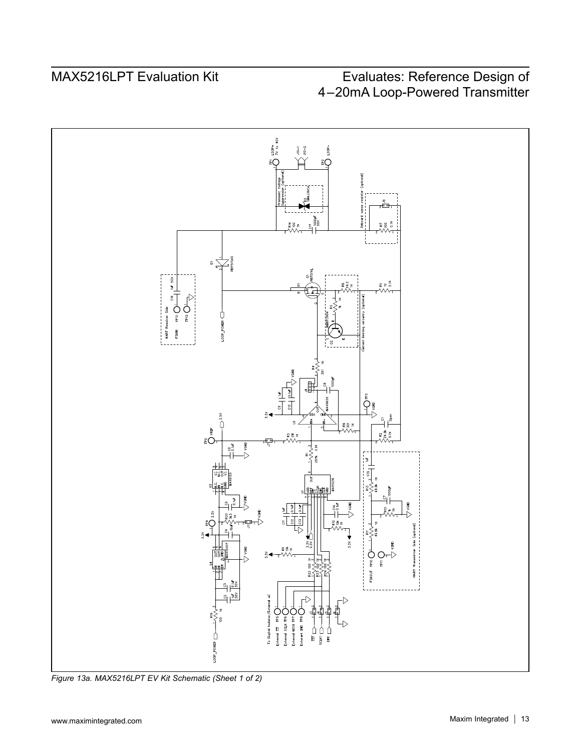Figure 13a. MAX5216LPT EV Kit Schematic (Sheet 1 of 2)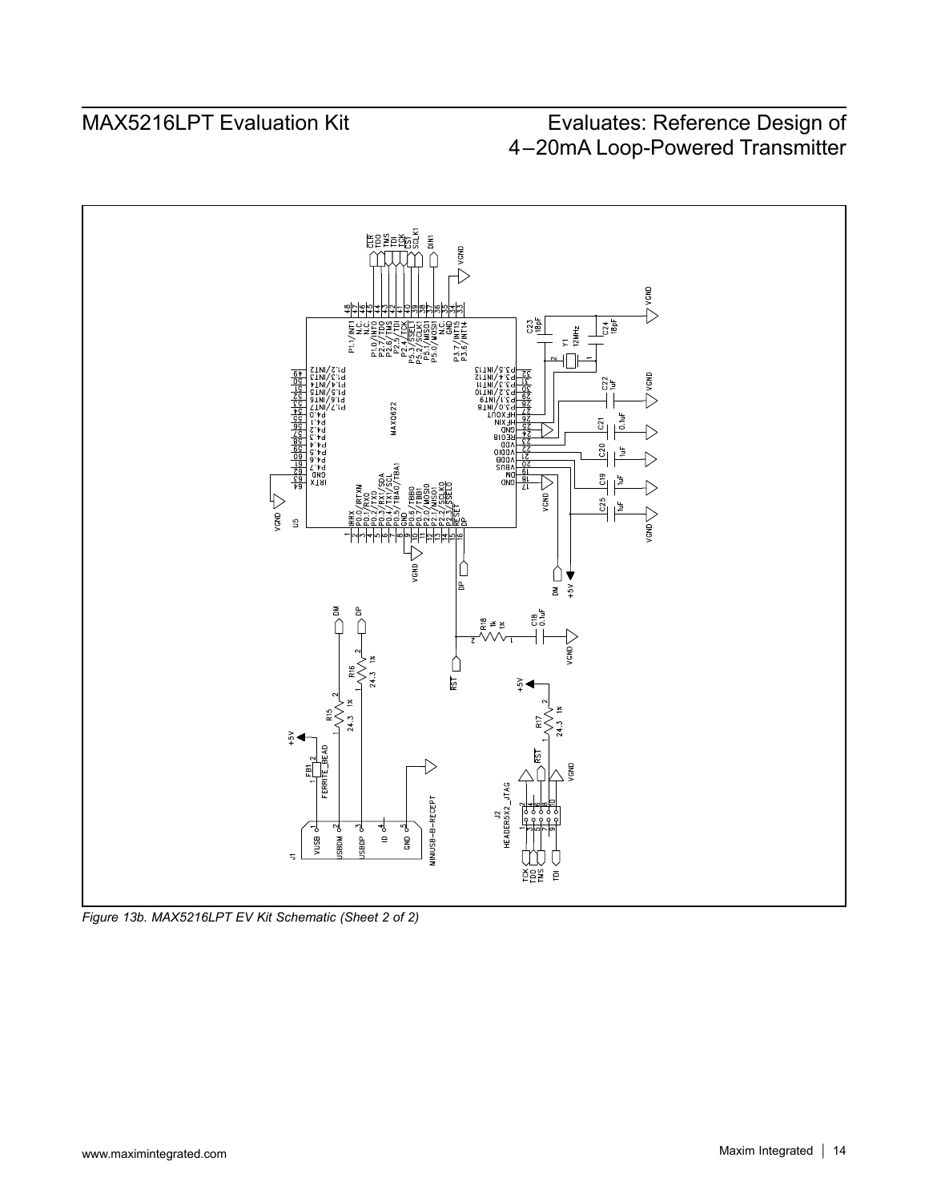*Figure 13b. MAX5216LPT EV Kit Schematic (Sheet 2 of 2)*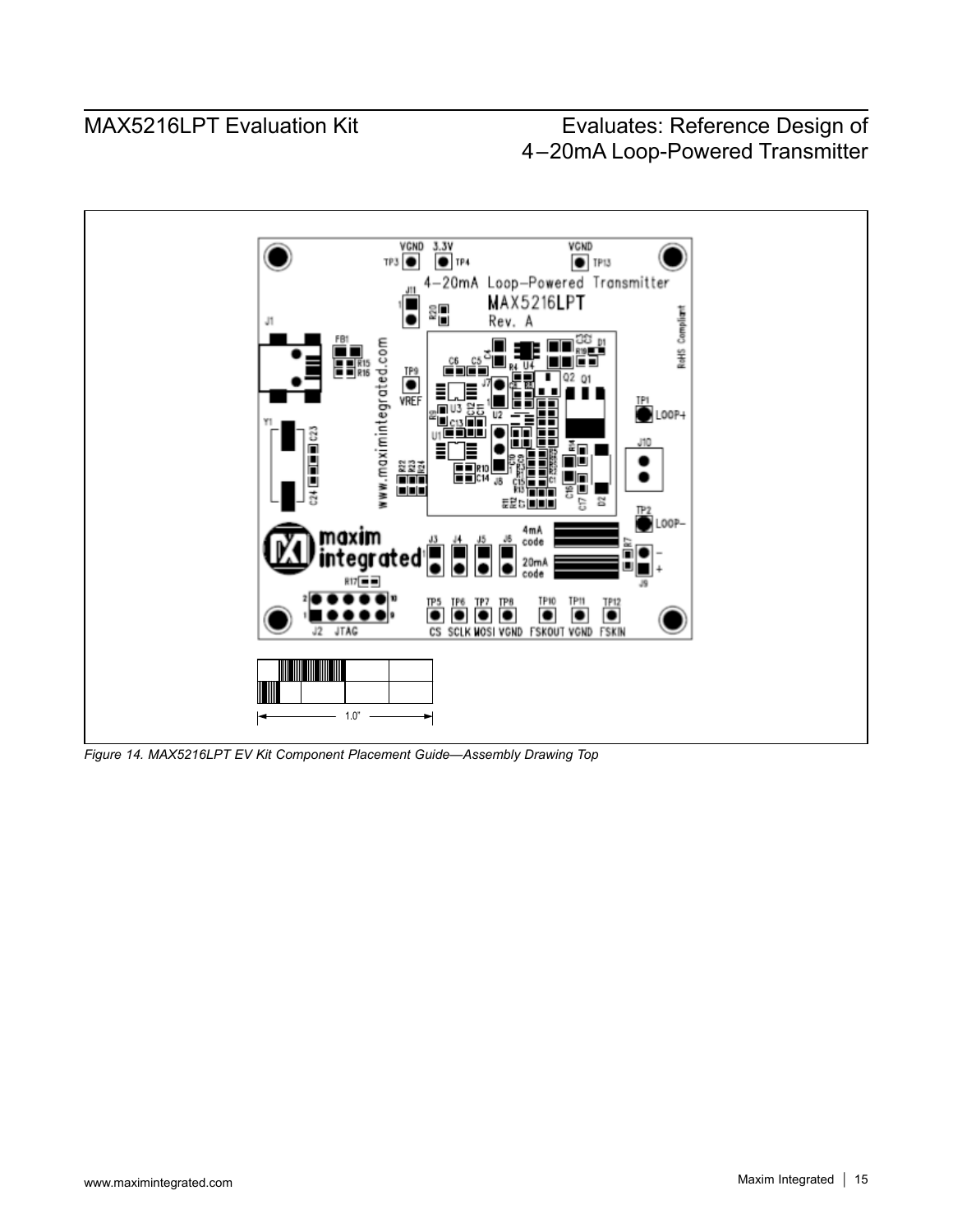Figure 14. MAX5216LPT EV Kit Component Placement Guide—Assembly Drawing Top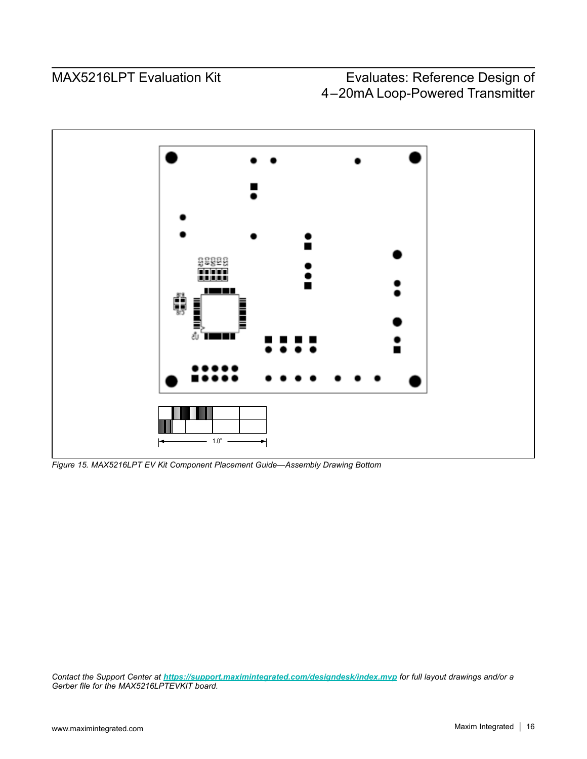*Figure 15. MAX5216LPT EV Kit Component Placement Guide—Assembly Drawing Bottom*

*Contact the Support Center at [https://support.maximintegrated.com/designdesk/index.mvp](https://support.maximintegrated.com/designdesk/index.mvp) for full layout drawings and/or a Gerber file for the MAX5216LPTEVKIT board.*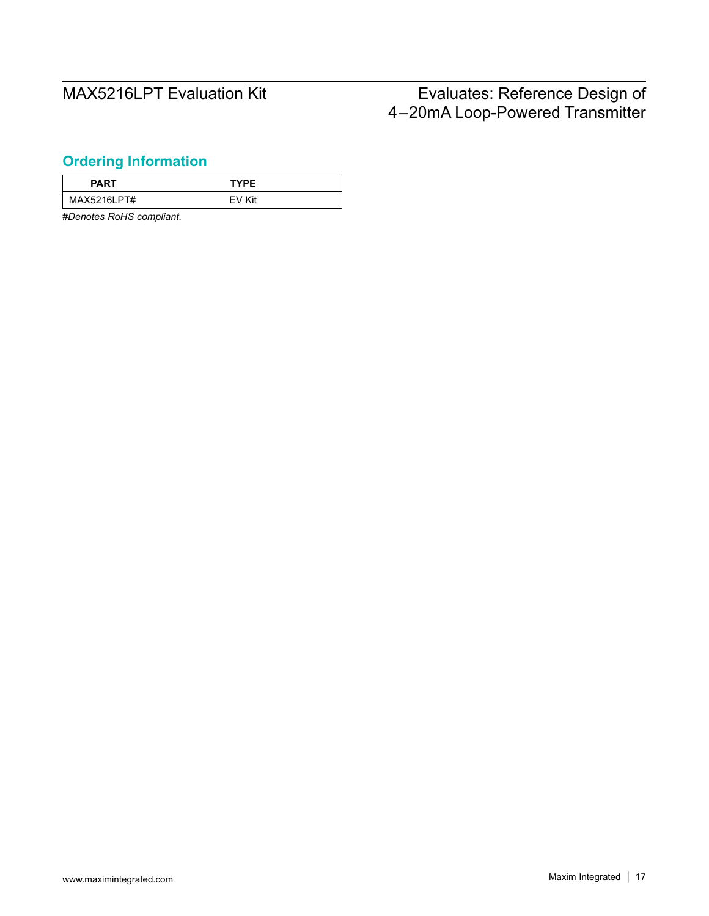## Ordering Information

| PART | TYPE |
|---|---|
| MAX5216LPT# | EV Kit |

*#Denotes RoHS compliant.*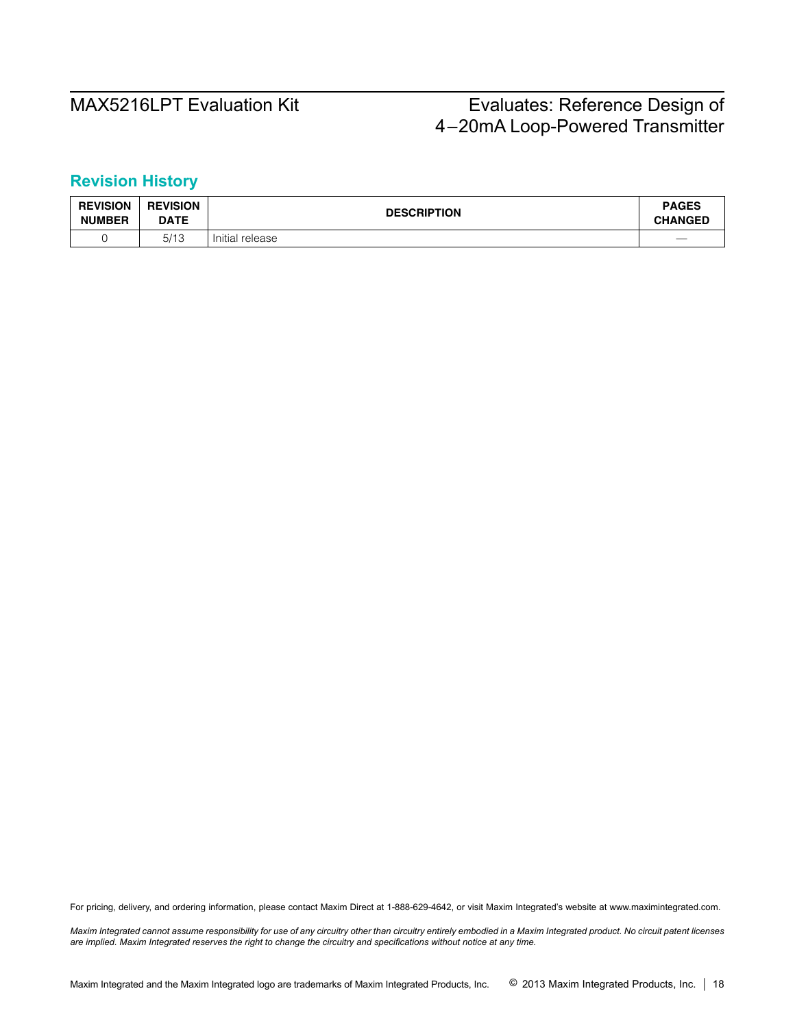## Revision History

| REVISION NUMBER | REVISION DATE | DESCRIPTION | PAGES CHANGED |
|---|---|---|---|
| 0 | 5/13 | Initial release | — |

For pricing, delivery, and ordering information, please contact Maxim Direct at 1-888-629-4642, or visit Maxim Integrated's website at www.maximintegrated.com.

*Maxim Integrated cannot assume responsibility for use of any circuitry other than circuitry entirely embodied in a Maxim Integrated product. No circuit patent licenses are implied. Maxim Integrated reserves the right to change the circuitry and specifications without notice at any time.*

Maxim Integrated and the Maxim Integrated logo are trademarks of Maxim Integrated Products, Inc. © 2013 Maxim Integrated Products, Inc.